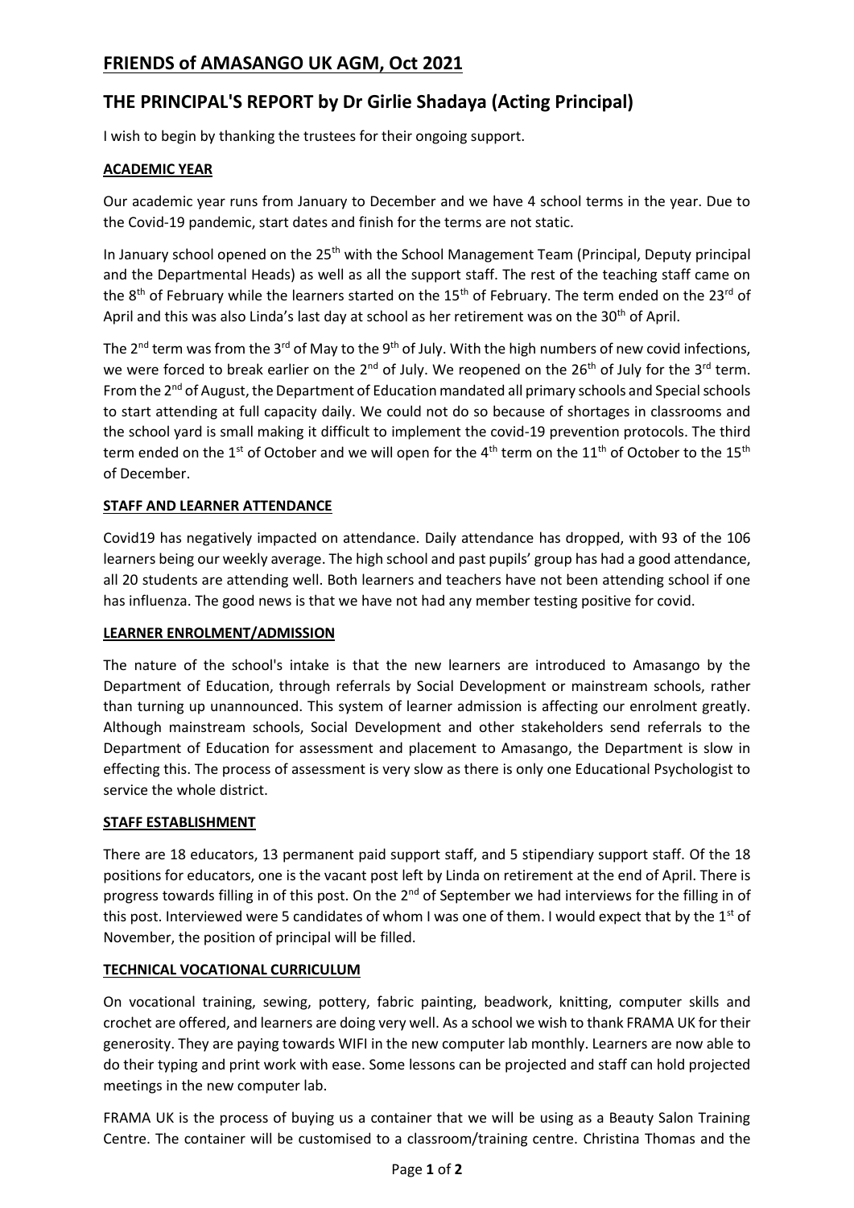# FRIENDS of AMASANGO UK AGM, Oct 2021

## THE PRINCIPAL'S REPORT by Dr Girlie Shadaya (Acting Principal)

I wish to begin by thanking the trustees for their ongoing support.

### ACADEMIC YEAR

Our academic year runs from January to December and we have 4 school terms in the year. Due to the Covid-19 pandemic, start dates and finish for the terms are not static.

In January school opened on the 25th with the School Management Team (Principal, Deputy principal and the Departmental Heads) as well as all the support staff. The rest of the teaching staff came on the 8th of February while the learners started on the 15th of February. The term ended on the 23rd of April and this was also Linda's last day at school as her retirement was on the 30th of April.

The 2nd term was from the 3rd of May to the 9th of July. With the high numbers of new covid infections, we were forced to break earlier on the 2nd of July. We reopened on the 26th of July for the 3rd term. From the 2nd of August, the Department of Education mandated all primary schools and Special schools to start attending at full capacity daily. We could not do so because of shortages in classrooms and the school yard is small making it difficult to implement the covid-19 prevention protocols. The third term ended on the 1st of October and we will open for the 4th term on the 11th of October to the 15th of December.

### STAFF AND LEARNER ATTENDANCE

Covid19 has negatively impacted on attendance. Daily attendance has dropped, with 93 of the 106 learners being our weekly average. The high school and past pupils' group has had a good attendance, all 20 students are attending well. Both learners and teachers have not been attending school if one has influenza. The good news is that we have not had any member testing positive for covid.

### LEARNER ENROLMENT/ADMISSION

The nature of the school's intake is that the new learners are introduced to Amasango by the Department of Education, through referrals by Social Development or mainstream schools, rather than turning up unannounced. This system of learner admission is affecting our enrolment greatly. Although mainstream schools, Social Development and other stakeholders send referrals to the Department of Education for assessment and placement to Amasango, the Department is slow in effecting this. The process of assessment is very slow as there is only one Educational Psychologist to service the whole district.

### STAFF ESTABLISHMENT

There are 18 educators, 13 permanent paid support staff, and 5 stipendiary support staff. Of the 18 positions for educators, one is the vacant post left by Linda on retirement at the end of April. There is progress towards filling in of this post. On the 2nd of September we had interviews for the filling in of this post. Interviewed were 5 candidates of whom I was one of them. I would expect that by the 1st of November, the position of principal will be filled.

### TECHNICAL VOCATIONAL CURRICULUM

On vocational training, sewing, pottery, fabric painting, beadwork, knitting, computer skills and crochet are offered, and learners are doing very well. As a school we wish to thank FRAMA UK for their generosity. They are paying towards WIFI in the new computer lab monthly. Learners are now able to do their typing and print work with ease. Some lessons can be projected and staff can hold projected meetings in the new computer lab.

FRAMA UK is the process of buying us a container that we will be using as a Beauty Salon Training Centre. The container will be customised to a classroom/training centre. Christina Thomas and the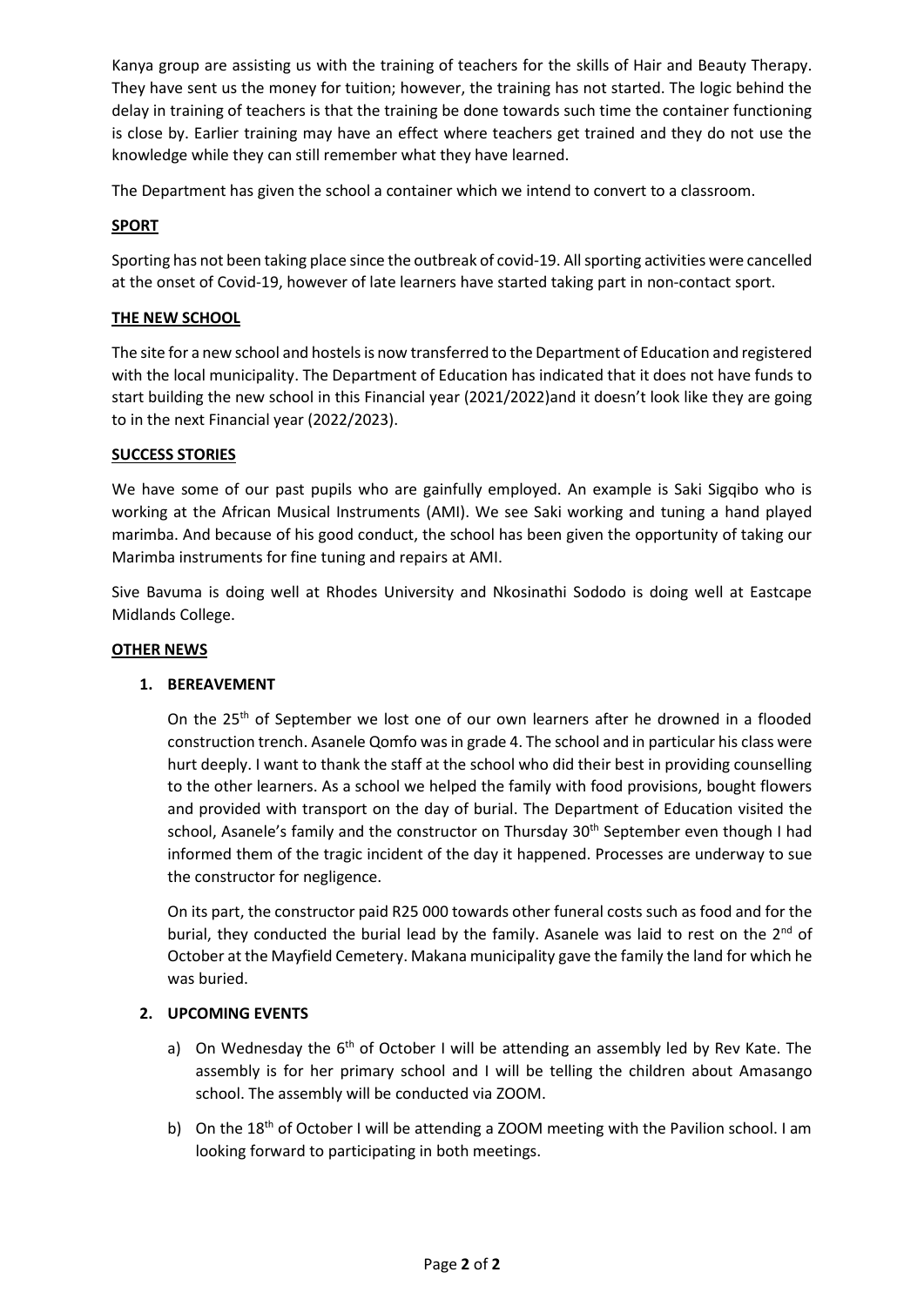Kanya group are assisting us with the training of teachers for the skills of Hair and Beauty Therapy. They have sent us the money for tuition; however, the training has not started. The logic behind the delay in training of teachers is that the training be done towards such time the container functioning is close by. Earlier training may have an effect where teachers get trained and they do not use the knowledge while they can still remember what they have learned.

The Department has given the school a container which we intend to convert to a classroom.

## SPORT

Sporting has not been taking place since the outbreak of covid-19. All sporting activities were cancelled at the onset of Covid-19, however of late learners have started taking part in non-contact sport.

## THE NEW SCHOOL

The site for a new school and hostels is now transferred to the Department of Education and registered with the local municipality. The Department of Education has indicated that it does not have funds to start building the new school in this Financial year (2021/2022)and it doesn't look like they are going to in the next Financial year (2022/2023).

## SUCCESS STORIES

We have some of our past pupils who are gainfully employed. An example is Saki Sigqibo who is working at the African Musical Instruments (AMI). We see Saki working and tuning a hand played marimba. And because of his good conduct, the school has been given the opportunity of taking our Marimba instruments for fine tuning and repairs at AMI.

Sive Bavuma is doing well at Rhodes University and Nkosinathi Sododo is doing well at Eastcape Midlands College.

## OTHER NEWS

### 1. BEREAVEMENT

On the 25th of September we lost one of our own learners after he drowned in a flooded construction trench. Asanele Qomfo was in grade 4. The school and in particular his class were hurt deeply. I want to thank the staff at the school who did their best in providing counselling to the other learners. As a school we helped the family with food provisions, bought flowers and provided with transport on the day of burial. The Department of Education visited the school, Asanele's family and the constructor on Thursday 30th September even though I had informed them of the tragic incident of the day it happened. Processes are underway to sue the constructor for negligence.

On its part, the constructor paid R25 000 towards other funeral costs such as food and for the burial, they conducted the burial lead by the family. Asanele was laid to rest on the 2nd of October at the Mayfield Cemetery. Makana municipality gave the family the land for which he was buried.

### 2. UPCOMING EVENTS

a) On Wednesday the 6th of October I will be attending an assembly led by Rev Kate. The assembly is for her primary school and I will be telling the children about Amasango school. The assembly will be conducted via ZOOM.

b) On the 18th of October I will be attending a ZOOM meeting with the Pavilion school. I am looking forward to participating in both meetings.